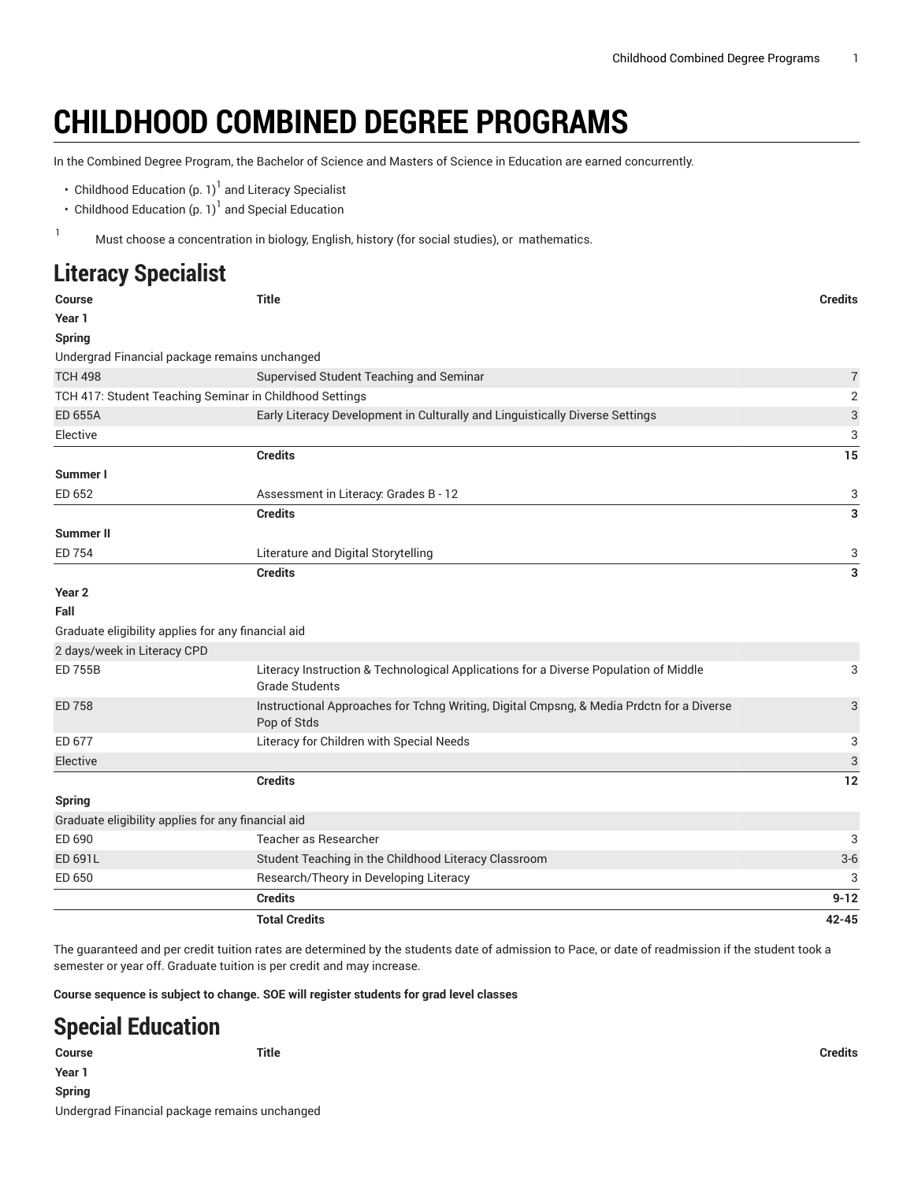# CHILDHOOD COMBINED DEGREE PROGRAMS

In the Combined Degree Program, the Bachelor of Science and Masters of Science in Education are earned concurrently.

- Childhood Education (p. 1)[1] and Literacy Specialist
- Childhood Education (p. 1)[1] and Special Education

[1] Must choose a concentration in biology, English, history (for social studies), or mathematics.

## Literacy Specialist

| Course | Title | Credits |
|---|---|---|
| **Year 1** | | |
| **Spring** | | |
| Undergrad Financial package remains unchanged | | |
| TCH 498 | Supervised Student Teaching and Seminar | 7 |
| TCH 417: Student Teaching Seminar in Childhood Settings | | 2 |
| ED 655A | Early Literacy Development in Culturally and Linguistically Diverse Settings | 3 |
| Elective | | 3 |
| | **Credits** | **15** |
| **Summer I** | | |
| ED 652 | Assessment in Literacy: Grades B - 12 | 3 |
| | **Credits** | **3** |
| **Summer II** | | |
| ED 754 | Literature and Digital Storytelling | 3 |
| | **Credits** | **3** |
| **Year 2** | | |
| **Fall** | | |
| Graduate eligibility applies for any financial aid | | |
| 2 days/week in Literacy CPD | | |
| ED 755B | Literacy Instruction & Technological Applications for a Diverse Population of Middle Grade Students | 3 |
| ED 758 | Instructional Approaches for Tchng Writing, Digital Cmpsng, & Media Prdctn for a Diverse Pop of Stds | 3 |
| ED 677 | Literacy for Children with Special Needs | 3 |
| Elective | | 3 |
| | **Credits** | **12** |
| **Spring** | | |
| Graduate eligibility applies for any financial aid | | |
| ED 690 | Teacher as Researcher | 3 |
| ED 691L | Student Teaching in the Childhood Literacy Classroom | 3-6 |
| ED 650 | Research/Theory in Developing Literacy | 3 |
| | **Credits** | **9-12** |
| | **Total Credits** | **42-45** |

The guaranteed and per credit tuition rates are determined by the students date of admission to Pace, or date of readmission if the student took a semester or year off. Graduate tuition is per credit and may increase.

**Course sequence is subject to change. SOE will register students for grad level classes**

## Special Education

| Course | Title | Credits |
|---|---|---|
| **Year 1** | | |
| **Spring** | | |
| Undergrad Financial package remains unchanged | | |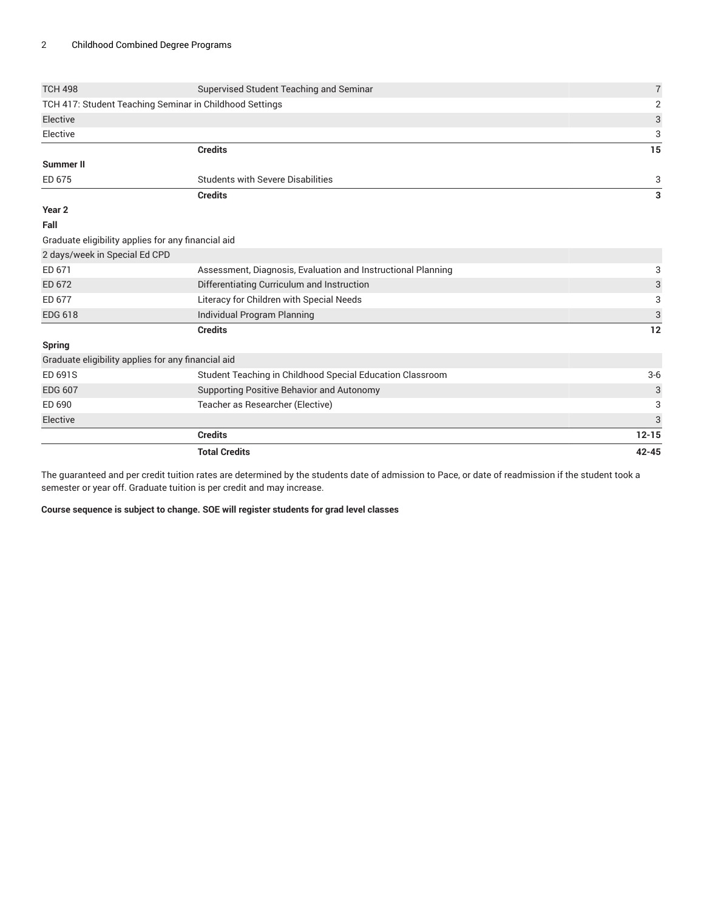| | | |
|---|---|---|
| TCH 498 | Supervised Student Teaching and Seminar | 7 |
| TCH 417: Student Teaching Seminar in Childhood Settings | | 2 |
| Elective | | 3 |
| Elective | | 3 |
| | **Credits** | **15** |
| **Summer II** | | |
| ED 675 | Students with Severe Disabilities | 3 |
| | **Credits** | **3** |
| **Year 2** | | |
| **Fall** | | |
| Graduate eligibility applies for any financial aid | | |
| 2 days/week in Special Ed CPD | | |
| ED 671 | Assessment, Diagnosis, Evaluation and Instructional Planning | 3 |
| ED 672 | Differentiating Curriculum and Instruction | 3 |
| ED 677 | Literacy for Children with Special Needs | 3 |
| EDG 618 | Individual Program Planning | 3 |
| | **Credits** | **12** |
| **Spring** | | |
| Graduate eligibility applies for any financial aid | | |
| ED 691S | Student Teaching in Childhood Special Education Classroom | 3-6 |
| EDG 607 | Supporting Positive Behavior and Autonomy | 3 |
| ED 690 | Teacher as Researcher (Elective) | 3 |
| Elective | | 3 |
| | **Credits** | **12-15** |
| | **Total Credits** | **42-45** |

The guaranteed and per credit tuition rates are determined by the students date of admission to Pace, or date of readmission if the student took a semester or year off. Graduate tuition is per credit and may increase.

**Course sequence is subject to change. SOE will register students for grad level classes**